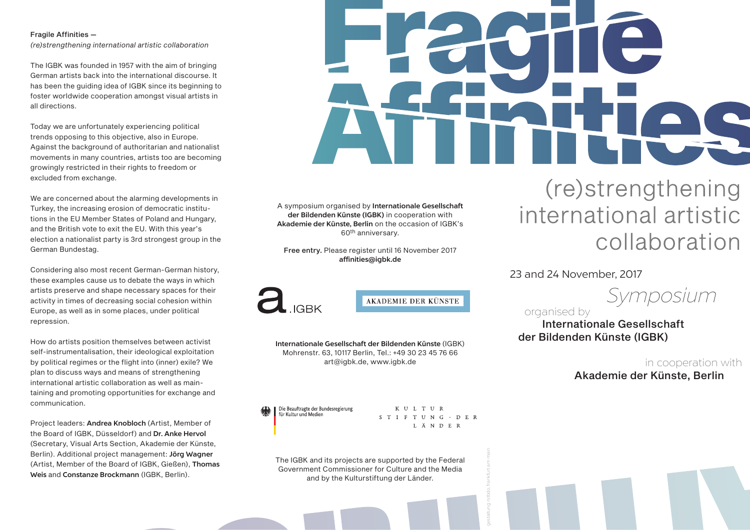# Fragile Affinities

## (re)strengthening international artistic collaboration

23 and 24 November, 2017

*Symposium*

organised by **Internationale Gesellschaft der Bildenden Künste (IGBK)**

in cooperation with **Akademie der Künste, Berlin**

---

**Fragile Affinities —**
*(re)strengthening international artistic collaboration*

The IGBK was founded in 1957 with the aim of bringing German artists back into the international discourse. It has been the guiding idea of IGBK since its beginning to foster worldwide cooperation amongst visual artists in all directions.

Today we are unfortunately experiencing political trends opposing to this objective, also in Europe. Against the background of authoritarian and nationalist movements in many countries, artists too are becoming growingly restricted in their rights to freedom or excluded from exchange.

We are concerned about the alarming developments in Turkey, the increasing erosion of democratic institutions in the EU Member States of Poland and Hungary, and the British vote to exit the EU. With this year's election a nationalist party is 3rd strongest group in the German Bundestag.

Considering also most recent German-German history, these examples cause us to debate the ways in which artists preserve and shape necessary spaces for their activity in times of decreasing social cohesion within Europe, as well as in some places, under political repression.

How do artists position themselves between activist self-instrumentalisation, their ideological exploitation by political regimes or the flight into (inner) exile? We plan to discuss ways and means of strengthening international artistic collaboration as well as maintaining and promoting opportunities for exchange and communication.

Project leaders: **Andrea Knobloch** (Artist, Member of the Board of IGBK, Düsseldorf) and **Dr. Anke Hervol** (Secretary, Visual Arts Section, Akademie der Künste, Berlin). Additional project management: **Jörg Wagner** (Artist, Member of the Board of IGBK, Gießen), **Thomas Weis** and **Constanze Brockmann** (IGBK, Berlin).

---

A symposium organised by **Internationale Gesellschaft der Bildenden Künste (IGBK)** in cooperation with **Akademie der Künste, Berlin** on the occasion of IGBK's 60th anniversary.

**Free entry.** Please register until 16 November 2017
**affinities@igbk.de**

a.IGBK

AKADEMIE DER KÜNSTE

**Internationale Gesellschaft der Bildenden Künste** (IGBK)
Mohrenstr. 63, 10117 Berlin, Tel.: +49 30 23 45 76 66
art@igbk.de, www.igbk.de

Die Beauftragte der Bundesregierung für Kultur und Medien

KULTUR STIFTUNG · DER LÄNDER

The IGBK and its projects are supported by the Federal Government Commissioner for Culture and the Media and by the Kulturstiftung der Länder.

gestaltung: rstoda, frankfurt am main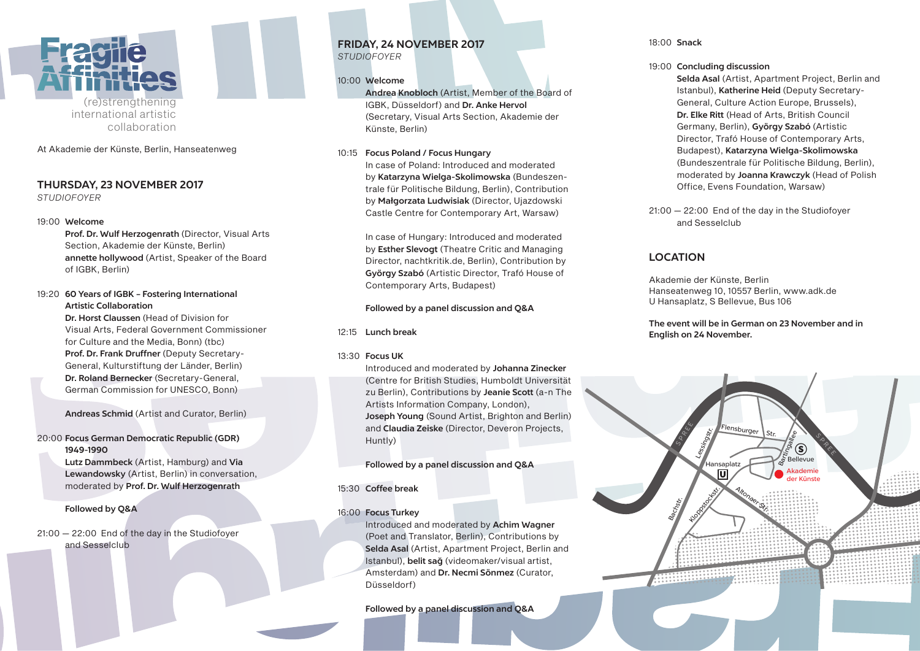# Fragile Affinities

(re)strengthening international artistic collaboration

At Akademie der Künste, Berlin, Hanseatenweg

## THURSDAY, 23 NOVEMBER 2017

*STUDIOFOYER*

19:00 **Welcome**
**Prof. Dr. Wulf Herzogenrath** (Director, Visual Arts Section, Akademie der Künste, Berlin)
**annette hollywood** (Artist, Speaker of the Board of IGBK, Berlin)

19:20 **60 Years of IGBK – Fostering International Artistic Collaboration**
**Dr. Horst Claussen** (Head of Division for Visual Arts, Federal Government Commissioner for Culture and the Media, Bonn) (tbc)
**Prof. Dr. Frank Druffner** (Deputy Secretary-General, Kulturstiftung der Länder, Berlin)
**Dr. Roland Bernecker** (Secretary-General, German Commission for UNESCO, Bonn)

**Andreas Schmid** (Artist and Curator, Berlin)

20:00 **Focus German Democratic Republic (GDR) 1949-1990**
**Lutz Dammbeck** (Artist, Hamburg) and **Via Lewandowsky** (Artist, Berlin) in conversation, moderated by **Prof. Dr. Wulf Herzogenrath**

**Followed by Q&A**

21:00 — 22:00 End of the day in the Studiofoyer and Sesselclub

## FRIDAY, 24 NOVEMBER 2017

*STUDIOFOYER*

10:00 **Welcome**
**Andrea Knobloch** (Artist, Member of the Board of IGBK, Düsseldorf) and **Dr. Anke Hervol** (Secretary, Visual Arts Section, Akademie der Künste, Berlin)

10:15 **Focus Poland / Focus Hungary**
In case of Poland: Introduced and moderated by **Katarzyna Wielga-Skolimowska** (Bundeszentrale für Politische Bildung, Berlin), Contribution by **Małgorzata Ludwisiak** (Director, Ujazdowski Castle Centre for Contemporary Art, Warsaw)

In case of Hungary: Introduced and moderated by **Esther Slevogt** (Theatre Critic and Managing Director, nachtkritik.de, Berlin), Contribution by **György Szabó** (Artistic Director, Trafó House of Contemporary Arts, Budapest)

**Followed by a panel discussion and Q&A**

12:15 **Lunch break**

13:30 **Focus UK**
Introduced and moderated by **Johanna Zinecker** (Centre for British Studies, Humboldt Universität zu Berlin), Contributions by **Jeanie Scott** (a-n The Artists Information Company, London), **Joseph Young** (Sound Artist, Brighton and Berlin) and **Claudia Zeiske** (Director, Deveron Projects, Huntly)

**Followed by a panel discussion and Q&A**

15:30 **Coffee break**

16:00 **Focus Turkey**
Introduced and moderated by **Achim Wagner** (Poet and Translator, Berlin), Contributions by **Selda Asal** (Artist, Apartment Project, Berlin and Istanbul), **belit sağ** (videomaker/visual artist, Amsterdam) and **Dr. Necmi Sönmez** (Curator, Düsseldorf)

**Followed by a panel discussion and Q&A**

18:00 **Snack**

19:00 **Concluding discussion**
**Selda Asal** (Artist, Apartment Project, Berlin and Istanbul), **Katherine Heid** (Deputy Secretary-General, Culture Action Europe, Brussels), **Dr. Elke Ritt** (Head of Arts, British Council Germany, Berlin), **György Szabó** (Artistic Director, Trafó House of Contemporary Arts, Budapest), **Katarzyna Wielga-Skolimowska** (Bundeszentrale für Politische Bildung, Berlin), moderated by **Joanna Krawczyk** (Head of Polish Office, Evens Foundation, Warsaw)

21:00 — 22:00 End of the day in the Studiofoyer and Sesselclub

## LOCATION

Akademie der Künste, Berlin
Hanseatenweg 10, 10557 Berlin, www.adk.de
U Hansaplatz, S Bellevue, Bus 106

**The event will be in German on 23 November and in English on 24 November.**

Spree
Lessingstr.
Flensburger Str.
Bartningallee
Bellevue
Hansaplatz
Akademie der Künste
Bachstr.
Klopstockstr.
Altonaer Str.